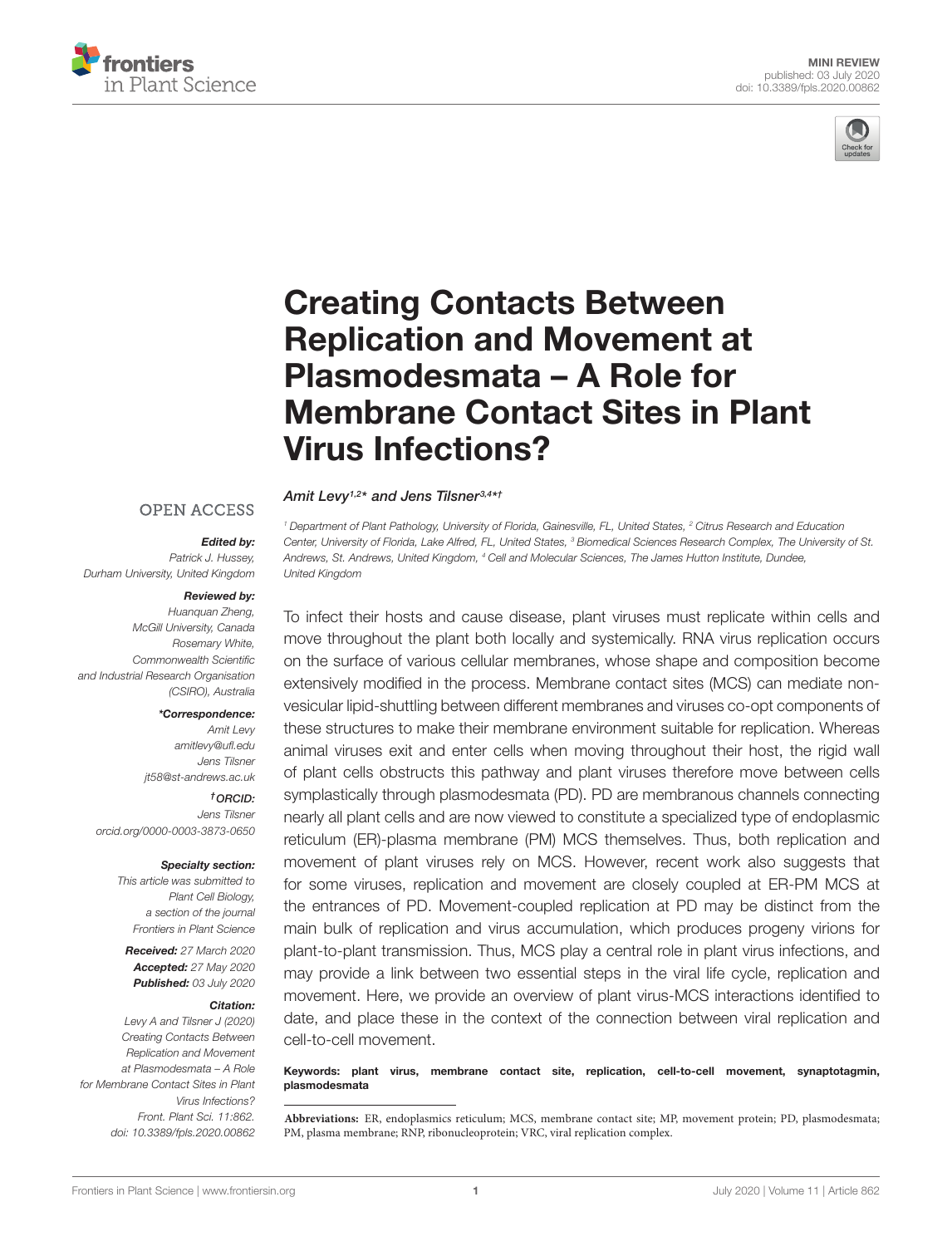MINI REVIEW
published: 03 July 2020
doi: 10.3389/fpls.2020.00862

# Creating Contacts Between Replication and Movement at Plasmodesmata – A Role for Membrane Contact Sites in Plant Virus Infections?

*Amit Levy[1,2]\* and Jens Tilsner[3,4]\*†*

[1] Department of Plant Pathology, University of Florida, Gainesville, FL, United States, [2] Citrus Research and Education Center, University of Florida, Lake Alfred, FL, United States, [3] Biomedical Sciences Research Complex, The University of St. Andrews, St. Andrews, United Kingdom, [4] Cell and Molecular Sciences, The James Hutton Institute, Dundee, United Kingdom

OPEN ACCESS

***Edited by:***
*Patrick J. Hussey,*
*Durham University, United Kingdom*

***Reviewed by:***
*Huanquan Zheng,*
*McGill University, Canada*
*Rosemary White,*
*Commonwealth Scientific and Industrial Research Organisation (CSIRO), Australia*

***\*Correspondence:***
*Amit Levy*
*amitlevy@ufl.edu*
*Jens Tilsner*
*jt58@st-andrews.ac.uk*

***†ORCID:***
*Jens Tilsner*
*orcid.org/0000-0003-3873-0650*

***Specialty section:***
*This article was submitted to Plant Cell Biology, a section of the journal Frontiers in Plant Science*

***Received:*** *27 March 2020*
***Accepted:*** *27 May 2020*
***Published:*** *03 July 2020*

***Citation:***
*Levy A and Tilsner J (2020) Creating Contacts Between Replication and Movement at Plasmodesmata – A Role for Membrane Contact Sites in Plant Virus Infections? Front. Plant Sci. 11:862. doi: 10.3389/fpls.2020.00862*

To infect their hosts and cause disease, plant viruses must replicate within cells and move throughout the plant both locally and systemically. RNA virus replication occurs on the surface of various cellular membranes, whose shape and composition become extensively modified in the process. Membrane contact sites (MCS) can mediate non-vesicular lipid-shuttling between different membranes and viruses co-opt components of these structures to make their membrane environment suitable for replication. Whereas animal viruses exit and enter cells when moving throughout their host, the rigid wall of plant cells obstructs this pathway and plant viruses therefore move between cells symplastically through plasmodesmata (PD). PD are membranous channels connecting nearly all plant cells and are now viewed to constitute a specialized type of endoplasmic reticulum (ER)-plasma membrane (PM) MCS themselves. Thus, both replication and movement of plant viruses rely on MCS. However, recent work also suggests that for some viruses, replication and movement are closely coupled at ER-PM MCS at the entrances of PD. Movement-coupled replication at PD may be distinct from the main bulk of replication and virus accumulation, which produces progeny virions for plant-to-plant transmission. Thus, MCS play a central role in plant virus infections, and may provide a link between two essential steps in the viral life cycle, replication and movement. Here, we provide an overview of plant virus-MCS interactions identified to date, and place these in the context of the connection between viral replication and cell-to-cell movement.

**Keywords: plant virus, membrane contact site, replication, cell-to-cell movement, synaptotagmin, plasmodesmata**

**Abbreviations:** ER, endoplasmics reticulum; MCS, membrane contact site; MP, movement protein; PD, plasmodesmata; PM, plasma membrane; RNP, ribonucleoprotein; VRC, viral replication complex.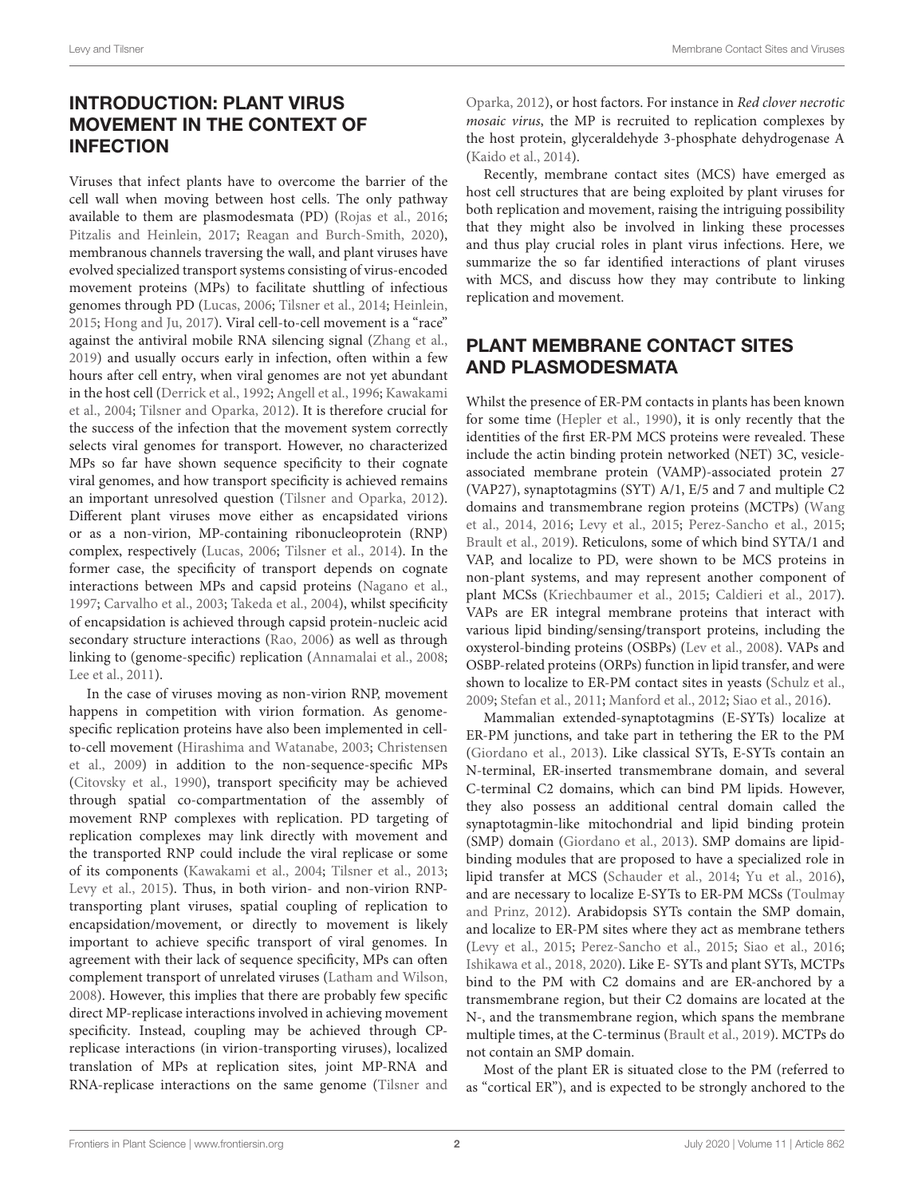## INTRODUCTION: PLANT VIRUS MOVEMENT IN THE CONTEXT OF INFECTION

Viruses that infect plants have to overcome the barrier of the cell wall when moving between host cells. The only pathway available to them are plasmodesmata (PD) (Rojas et al., 2016; Pitzalis and Heinlein, 2017; Reagan and Burch-Smith, 2020), membranous channels traversing the wall, and plant viruses have evolved specialized transport systems consisting of virus-encoded movement proteins (MPs) to facilitate shuttling of infectious genomes through PD (Lucas, 2006; Tilsner et al., 2014; Heinlein, 2015; Hong and Ju, 2017). Viral cell-to-cell movement is a "race" against the antiviral mobile RNA silencing signal (Zhang et al., 2019) and usually occurs early in infection, often within a few hours after cell entry, when viral genomes are not yet abundant in the host cell (Derrick et al., 1992; Angell et al., 1996; Kawakami et al., 2004; Tilsner and Oparka, 2012). It is therefore crucial for the success of the infection that the movement system correctly selects viral genomes for transport. However, no characterized MPs so far have shown sequence specificity to their cognate viral genomes, and how transport specificity is achieved remains an important unresolved question (Tilsner and Oparka, 2012). Different plant viruses move either as encapsidated virions or as a non-virion, MP-containing ribonucleoprotein (RNP) complex, respectively (Lucas, 2006; Tilsner et al., 2014). In the former case, the specificity of transport depends on cognate interactions between MPs and capsid proteins (Nagano et al., 1997; Carvalho et al., 2003; Takeda et al., 2004), whilst specificity of encapsidation is achieved through capsid protein-nucleic acid secondary structure interactions (Rao, 2006) as well as through linking to (genome-specific) replication (Annamalai et al., 2008; Lee et al., 2011).

In the case of viruses moving as non-virion RNP, movement happens in competition with virion formation. As genome-specific replication proteins have also been implemented in cell-to-cell movement (Hirashima and Watanabe, 2003; Christensen et al., 2009) in addition to the non-sequence-specific MPs (Citovsky et al., 1990), transport specificity may be achieved through spatial co-compartmentation of the assembly of movement RNP complexes with replication. PD targeting of replication complexes may link directly with movement and the transported RNP could include the viral replicase or some of its components (Kawakami et al., 2004; Tilsner et al., 2013; Levy et al., 2015). Thus, in both virion- and non-virion RNP-transporting plant viruses, spatial coupling of replication to encapsidation/movement, or directly to movement is likely important to achieve specific transport of viral genomes. In agreement with their lack of sequence specificity, MPs can often complement transport of unrelated viruses (Latham and Wilson, 2008). However, this implies that there are probably few specific direct MP-replicase interactions involved in achieving movement specificity. Instead, coupling may be achieved through CP-replicase interactions (in virion-transporting viruses), localized translation of MPs at replication sites, joint MP-RNA and RNA-replicase interactions on the same genome (Tilsner and Oparka, 2012), or host factors. For instance in *Red clover necrotic mosaic virus*, the MP is recruited to replication complexes by the host protein, glyceraldehyde 3-phosphate dehydrogenase A (Kaido et al., 2014).

Recently, membrane contact sites (MCS) have emerged as host cell structures that are being exploited by plant viruses for both replication and movement, raising the intriguing possibility that they might also be involved in linking these processes and thus play crucial roles in plant virus infections. Here, we summarize the so far identified interactions of plant viruses with MCS, and discuss how they may contribute to linking replication and movement.

## PLANT MEMBRANE CONTACT SITES AND PLASMODESMATA

Whilst the presence of ER-PM contacts in plants has been known for some time (Hepler et al., 1990), it is only recently that the identities of the first ER-PM MCS proteins were revealed. These include the actin binding protein networked (NET) 3C, vesicle-associated membrane protein (VAMP)-associated protein 27 (VAP27), synaptotagmins (SYT) A/1, E/5 and 7 and multiple C2 domains and transmembrane region proteins (MCTPs) (Wang et al., 2014, 2016; Levy et al., 2015; Perez-Sancho et al., 2015; Brault et al., 2019). Reticulons, some of which bind SYTA/1 and VAP, and localize to PD, were shown to be MCS proteins in non-plant systems, and may represent another component of plant MCSs (Kriechbaumer et al., 2015; Caldieri et al., 2017). VAPs are ER integral membrane proteins that interact with various lipid binding/sensing/transport proteins, including the oxysterol-binding proteins (OSBPs) (Lev et al., 2008). VAPs and OSBP-related proteins (ORPs) function in lipid transfer, and were shown to localize to ER-PM contact sites in yeasts (Schulz et al., 2009; Stefan et al., 2011; Manford et al., 2012; Siao et al., 2016).

Mammalian extended-synaptotagmins (E-SYTs) localize at ER-PM junctions, and take part in tethering the ER to the PM (Giordano et al., 2013). Like classical SYTs, E-SYTs contain an N-terminal, ER-inserted transmembrane domain, and several C-terminal C2 domains, which can bind PM lipids. However, they also possess an additional central domain called the synaptotagmin-like mitochondrial and lipid binding protein (SMP) domain (Giordano et al., 2013). SMP domains are lipid-binding modules that are proposed to have a specialized role in lipid transfer at MCS (Schauder et al., 2014; Yu et al., 2016), and are necessary to localize E-SYTs to ER-PM MCSs (Toulmay and Prinz, 2012). Arabidopsis SYTs contain the SMP domain, and localize to ER-PM sites where they act as membrane tethers (Levy et al., 2015; Perez-Sancho et al., 2015; Siao et al., 2016; Ishikawa et al., 2018, 2020). Like E- SYTs and plant SYTs, MCTPs bind to the PM with C2 domains and are ER-anchored by a transmembrane region, but their C2 domains are located at the N-, and the transmembrane region, which spans the membrane multiple times, at the C-terminus (Brault et al., 2019). MCTPs do not contain an SMP domain.

Most of the plant ER is situated close to the PM (referred to as "cortical ER"), and is expected to be strongly anchored to the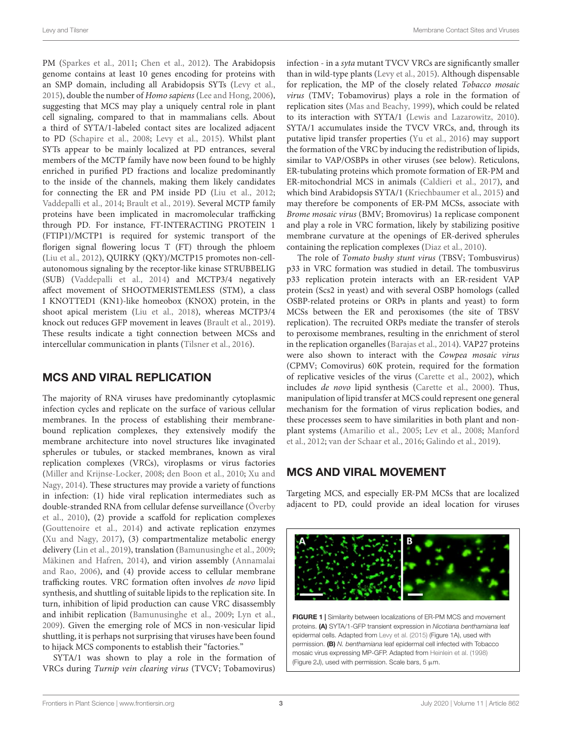PM (Sparkes et al., 2011; Chen et al., 2012). The Arabidopsis genome contains at least 10 genes encoding for proteins with an SMP domain, including all Arabidopsis SYTs (Levy et al., 2015), double the number of *Homo sapiens* (Lee and Hong, 2006), suggesting that MCS may play a uniquely central role in plant cell signaling, compared to that in mammalians cells. About a third of SYTA/1-labeled contact sites are localized adjacent to PD (Schapire et al., 2008; Levy et al., 2015). Whilst plant SYTs appear to be mainly localized at PD entrances, several members of the MCTP family have now been found to be highly enriched in purified PD fractions and localize predominantly to the inside of the channels, making them likely candidates for connecting the ER and PM inside PD (Liu et al., 2012; Vaddepalli et al., 2014; Brault et al., 2019). Several MCTP family proteins have been implicated in macromolecular trafficking through PD. For instance, FT-INTERACTING PROTEIN 1 (FTIP1)/MCTP1 is required for systemic transport of the florigen signal flowering locus T (FT) through the phloem (Liu et al., 2012), QUIRKY (QKY)/MCTP15 promotes non-cell-autonomous signaling by the receptor-like kinase STRUBBELIG (SUB) (Vaddepalli et al., 2014) and MCTP3/4 negatively affect movement of SHOOTMERISTEMLESS (STM), a class I KNOTTED1 (KN1)-like homeobox (KNOX) protein, in the shoot apical meristem (Liu et al., 2018), whereas MCTP3/4 knock out reduces GFP movement in leaves (Brault et al., 2019). These results indicate a tight connection between MCSs and intercellular communication in plants (Tilsner et al., 2016).

## MCS AND VIRAL REPLICATION

The majority of RNA viruses have predominantly cytoplasmic infection cycles and replicate on the surface of various cellular membranes. In the process of establishing their membrane-bound replication complexes, they extensively modify the membrane architecture into novel structures like invaginated spherules or tubules, or stacked membranes, known as viral replication complexes (VRCs), viroplasms or virus factories (Miller and Krijnse-Locker, 2008; den Boon et al., 2010; Xu and Nagy, 2014). These structures may provide a variety of functions in infection: (1) hide viral replication intermediates such as double-stranded RNA from cellular defense surveillance (Överby et al., 2010), (2) provide a scaffold for replication complexes (Gouttenoire et al., 2014) and activate replication enzymes (Xu and Nagy, 2017), (3) compartmentalize metabolic energy delivery (Lin et al., 2019), translation (Bamunusinghe et al., 2009; Mäkinen and Hafren, 2014), and virion assembly (Annamalai and Rao, 2006), and (4) provide access to cellular membrane trafficking routes. VRC formation often involves *de novo* lipid synthesis, and shuttling of suitable lipids to the replication site. In turn, inhibition of lipid production can cause VRC disassembly and inhibit replication (Bamunusinghe et al., 2009; Lyn et al., 2009). Given the emerging role of MCS in non-vesicular lipid shuttling, it is perhaps not surprising that viruses have been found to hijack MCS components to establish their "factories."

SYTA/1 was shown to play a role in the formation of VRCs during *Turnip vein clearing virus* (TVCV; Tobamovirus) infection - in a *syta* mutant TVCV VRCs are significantly smaller than in wild-type plants (Levy et al., 2015). Although dispensable for replication, the MP of the closely related *Tobacco mosaic virus* (TMV; Tobamovirus) plays a role in the formation of replication sites (Mas and Beachy, 1999), which could be related to its interaction with SYTA/1 (Lewis and Lazarowitz, 2010). SYTA/1 accumulates inside the TVCV VRCs, and, through its putative lipid transfer properties (Yu et al., 2016) may support the formation of the VRC by inducing the redistribution of lipids, similar to VAP/OSBPs in other viruses (see below). Reticulons, ER-tubulating proteins which promote formation of ER-PM and ER-mitochondrial MCS in animals (Caldieri et al., 2017), and which bind Arabidopsis SYTA/1 (Kriechbaumer et al., 2015) and may therefore be components of ER-PM MCSs, associate with *Brome mosaic virus* (BMV; Bromovirus) 1a replicase component and play a role in VRC formation, likely by stabilizing positive membrane curvature at the openings of ER-derived spherules containing the replication complexes (Diaz et al., 2010).

The role of *Tomato bushy stunt virus* (TBSV; Tombusvirus) p33 in VRC formation was studied in detail. The tombusvirus p33 replication protein interacts with an ER-resident VAP protein (Scs2 in yeast) and with several OSBP homologs (called OSBP-related proteins or ORPs in plants and yeast) to form MCSs between the ER and peroxisomes (the site of TBSV replication). The recruited ORPs mediate the transfer of sterols to peroxisome membranes, resulting in the enrichment of sterol in the replication organelles (Barajas et al., 2014). VAP27 proteins were also shown to interact with the *Cowpea mosaic virus* (CPMV; Comovirus) 60K protein, required for the formation of replicative vesicles of the virus (Carette et al., 2002), which includes *de novo* lipid synthesis (Carette et al., 2000). Thus, manipulation of lipid transfer at MCS could represent one general mechanism for the formation of virus replication bodies, and these processes seem to have similarities in both plant and non-plant systems (Amarilio et al., 2005; Lev et al., 2008; Manford et al., 2012; van der Schaar et al., 2016; Galindo et al., 2019).

## MCS AND VIRAL MOVEMENT

Targeting MCS, and especially ER-PM MCSs that are localized adjacent to PD, could provide an ideal location for viruses

**FIGURE 1 |** Similarity between localizations of ER-PM MCS and movement proteins. **(A)** SYTA/1-GFP transient expression in *Nicotiana benthamiana* leaf epidermal cells. Adapted from Levy et al. (2015) (Figure 1A), used with permission. **(B)** *N. benthamiana* leaf epidermal cell infected with Tobacco mosaic virus expressing MP-GFP. Adapted from Heinlein et al. (1998) (Figure 2J), used with permission. Scale bars, 5 μm.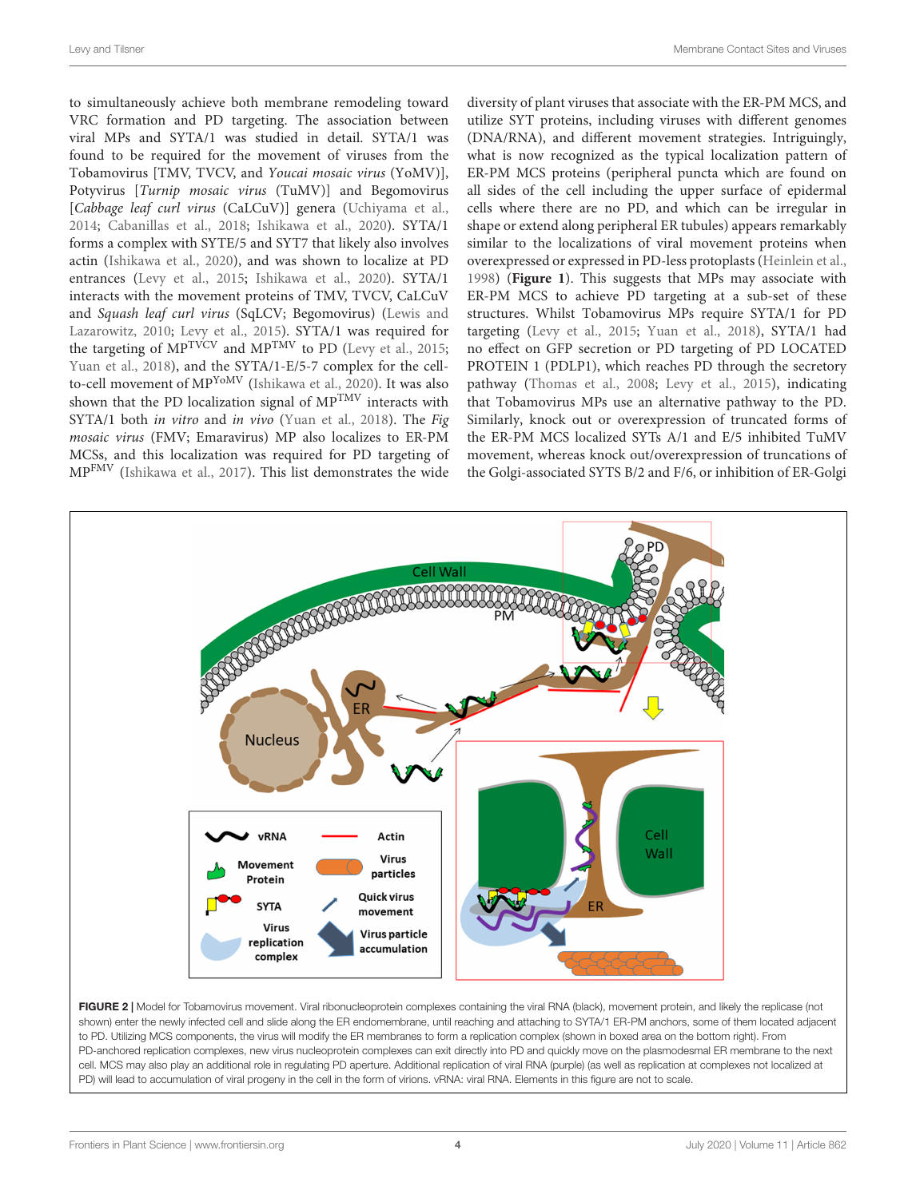to simultaneously achieve both membrane remodeling toward VRC formation and PD targeting. The association between viral MPs and SYTA/1 was studied in detail. SYTA/1 was found to be required for the movement of viruses from the Tobamovirus [TMV, TVCV, and *Youcai mosaic virus* (YoMV)], Potyvirus [*Turnip mosaic virus* (TuMV)] and Begomovirus [*Cabbage leaf curl virus* (CaLCuV)] genera (Uchiyama et al., 2014; Cabanillas et al., 2018; Ishikawa et al., 2020). SYTA/1 forms a complex with SYTE/5 and SYT7 that likely also involves actin (Ishikawa et al., 2020), and was shown to localize at PD entrances (Levy et al., 2015; Ishikawa et al., 2020). SYTA/1 interacts with the movement proteins of TMV, TVCV, CaLCuV and *Squash leaf curl virus* (SqLCV; Begomovirus) (Lewis and Lazarowitz, 2010; Levy et al., 2015). SYTA/1 was required for the targeting of $MP^{TVCV}$ and $MP^{TMV}$ to PD (Levy et al., 2015; Yuan et al., 2018), and the SYTA/1-E/5-7 complex for the cell-to-cell movement of $MP^{YoMV}$ (Ishikawa et al., 2020). It was also shown that the PD localization signal of $MP^{TMV}$ interacts with SYTA/1 both *in vitro* and *in vivo* (Yuan et al., 2018). The *Fig mosaic virus* (FMV; Emaravirus) MP also localizes to ER-PM MCSs, and this localization was required for PD targeting of $MP^{FMV}$ (Ishikawa et al., 2017). This list demonstrates the wide diversity of plant viruses that associate with the ER-PM MCS, and utilize SYT proteins, including viruses with different genomes (DNA/RNA), and different movement strategies. Intriguingly, what is now recognized as the typical localization pattern of ER-PM MCS proteins (peripheral puncta which are found on all sides of the cell including the upper surface of epidermal cells where there are no PD, and which can be irregular in shape or extend along peripheral ER tubules) appears remarkably similar to the localizations of viral movement proteins when overexpressed or expressed in PD-less protoplasts (Heinlein et al., 1998) (**Figure 1**). This suggests that MPs may associate with ER-PM MCS to achieve PD targeting at a sub-set of these structures. Whilst Tobamovirus MPs require SYTA/1 for PD targeting (Levy et al., 2015; Yuan et al., 2018), SYTA/1 had no effect on GFP secretion or PD targeting of PD LOCATED PROTEIN 1 (PDLP1), which reaches PD through the secretory pathway (Thomas et al., 2008; Levy et al., 2015), indicating that Tobamovirus MPs use an alternative pathway to the PD. Similarly, knock out or overexpression of truncated forms of the ER-PM MCS localized SYTs A/1 and E/5 inhibited TuMV movement, whereas knock out/overexpression of truncations of the Golgi-associated SYTS B/2 and F/6, or inhibition of ER-Golgi

**FIGURE 2 |** Model for Tobamovirus movement. Viral ribonucleoprotein complexes containing the viral RNA (black), movement protein, and likely the replicase (not shown) enter the newly infected cell and slide along the ER endomembrane, until reaching and attaching to SYTA/1 ER-PM anchors, some of them located adjacent to PD. Utilizing MCS components, the virus will modify the ER membranes to form a replication complex (shown in boxed area on the bottom right). From PD-anchored replication complexes, new virus nucleoprotein complexes can exit directly into PD and quickly move on the plasmodesmal ER membrane to the next cell. MCS may also play an additional role in regulating PD aperture. Additional replication of viral RNA (purple) (as well as replication at complexes not localized at PD) will lead to accumulation of viral progeny in the cell in the form of virions. vRNA: viral RNA. Elements in this figure are not to scale.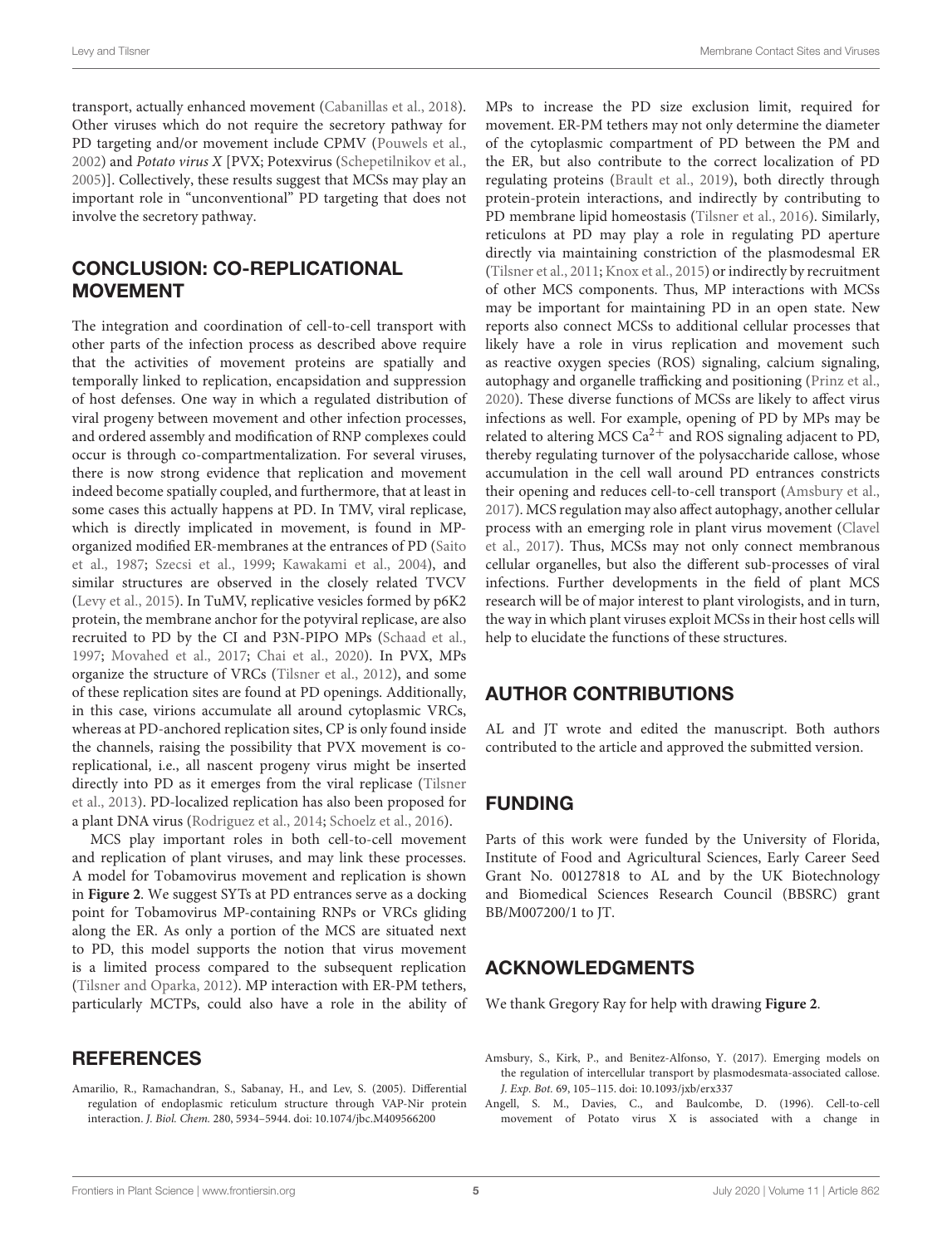transport, actually enhanced movement (Cabanillas et al., 2018). Other viruses which do not require the secretory pathway for PD targeting and/or movement include CPMV (Pouwels et al., 2002) and *Potato virus X* [PVX; Potexvirus (Schepetilnikov et al., 2005)]. Collectively, these results suggest that MCSs may play an important role in "unconventional" PD targeting that does not involve the secretory pathway.

## CONCLUSION: CO-REPLICATIONAL MOVEMENT

The integration and coordination of cell-to-cell transport with other parts of the infection process as described above require that the activities of movement proteins are spatially and temporally linked to replication, encapsidation and suppression of host defenses. One way in which a regulated distribution of viral progeny between movement and other infection processes, and ordered assembly and modification of RNP complexes could occur is through co-compartmentalization. For several viruses, there is now strong evidence that replication and movement indeed become spatially coupled, and furthermore, that at least in some cases this actually happens at PD. In TMV, viral replicase, which is directly implicated in movement, is found in MP-organized modified ER-membranes at the entrances of PD (Saito et al., 1987; Szecsi et al., 1999; Kawakami et al., 2004), and similar structures are observed in the closely related TVCV (Levy et al., 2015). In TuMV, replicative vesicles formed by p6K2 protein, the membrane anchor for the potyviral replicase, are also recruited to PD by the CI and P3N-PIPO MPs (Schaad et al., 1997; Movahed et al., 2017; Chai et al., 2020). In PVX, MPs organize the structure of VRCs (Tilsner et al., 2012), and some of these replication sites are found at PD openings. Additionally, in this case, virions accumulate all around cytoplasmic VRCs, whereas at PD-anchored replication sites, CP is only found inside the channels, raising the possibility that PVX movement is co-replicational, i.e., all nascent progeny virus might be inserted directly into PD as it emerges from the viral replicase (Tilsner et al., 2013). PD-localized replication has also been proposed for a plant DNA virus (Rodriguez et al., 2014; Schoelz et al., 2016).

MCS play important roles in both cell-to-cell movement and replication of plant viruses, and may link these processes. A model for Tobamovirus movement and replication is shown in **Figure 2**. We suggest SYTs at PD entrances serve as a docking point for Tobamovirus MP-containing RNPs or VRCs gliding along the ER. As only a portion of the MCS are situated next to PD, this model supports the notion that virus movement is a limited process compared to the subsequent replication (Tilsner and Oparka, 2012). MP interaction with ER-PM tethers, particularly MCTPs, could also have a role in the ability of MPs to increase the PD size exclusion limit, required for movement. ER-PM tethers may not only determine the diameter of the cytoplasmic compartment of PD between the PM and the ER, but also contribute to the correct localization of PD regulating proteins (Brault et al., 2019), both directly through protein-protein interactions, and indirectly by contributing to PD membrane lipid homeostasis (Tilsner et al., 2016). Similarly, reticulons at PD may play a role in regulating PD aperture directly via maintaining constriction of the plasmodesmal ER (Tilsner et al., 2011; Knox et al., 2015) or indirectly by recruitment of other MCS components. Thus, MP interactions with MCSs may be important for maintaining PD in an open state. New reports also connect MCSs to additional cellular processes that likely have a role in virus replication and movement such as reactive oxygen species (ROS) signaling, calcium signaling, autophagy and organelle trafficking and positioning (Prinz et al., 2020). These diverse functions of MCSs are likely to affect virus infections as well. For example, opening of PD by MPs may be related to altering MCS $Ca^{2+}$ and ROS signaling adjacent to PD, thereby regulating turnover of the polysaccharide callose, whose accumulation in the cell wall around PD entrances constricts their opening and reduces cell-to-cell transport (Amsbury et al., 2017). MCS regulation may also affect autophagy, another cellular process with an emerging role in plant virus movement (Clavel et al., 2017). Thus, MCSs may not only connect membranous cellular organelles, but also the different sub-processes of viral infections. Further developments in the field of plant MCS research will be of major interest to plant virologists, and in turn, the way in which plant viruses exploit MCSs in their host cells will help to elucidate the functions of these structures.

## AUTHOR CONTRIBUTIONS

AL and JT wrote and edited the manuscript. Both authors contributed to the article and approved the submitted version.

## FUNDING

Parts of this work were funded by the University of Florida, Institute of Food and Agricultural Sciences, Early Career Seed Grant No. 00127818 to AL and by the UK Biotechnology and Biomedical Sciences Research Council (BBSRC) grant BB/M007200/1 to JT.

## ACKNOWLEDGMENTS

We thank Gregory Ray for help with drawing **Figure 2**.

## REFERENCES

Amarilio, R., Ramachandran, S., Sabanay, H., and Lev, S. (2005). Differential regulation of endoplasmic reticulum structure through VAP-Nir protein interaction. *J. Biol. Chem.* 280, 5934–5944. doi: 10.1074/jbc.M409566200

Amsbury, S., Kirk, P., and Benitez-Alfonso, Y. (2017). Emerging models on the regulation of intercellular transport by plasmodesmata-associated callose. *J. Exp. Bot.* 69, 105–115. doi: 10.1093/jxb/erx337

Angell, S. M., Davies, C., and Baulcombe, D. (1996). Cell-to-cell movement of Potato virus X is associated with a change in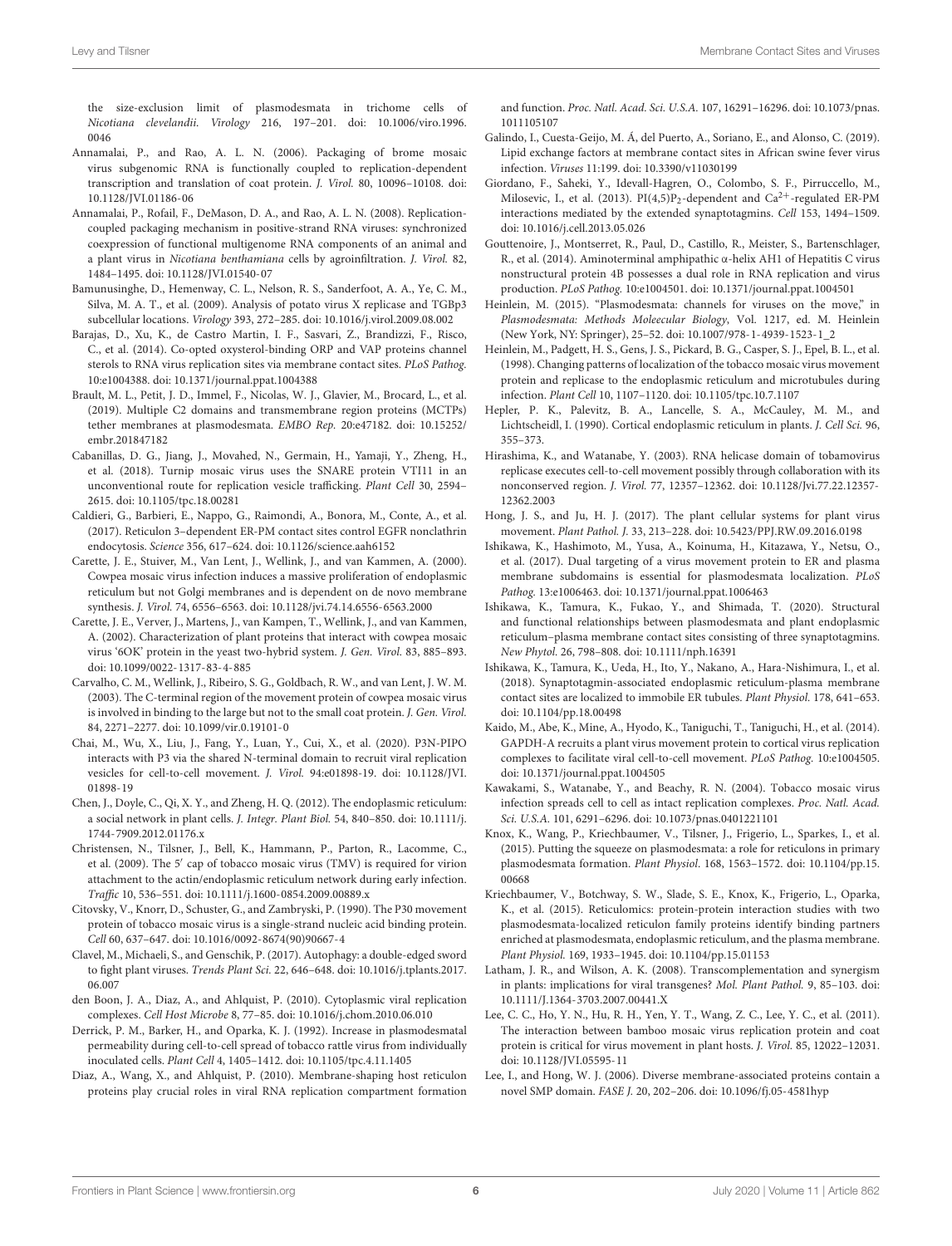the size-exclusion limit of plasmodesmata in trichome cells of *Nicotiana clevelandii*. *Virology* 216, 197–201. doi: 10.1006/viro.1996.0046

Annamalai, P., and Rao, A. L. N. (2006). Packaging of brome mosaic virus subgenomic RNA is functionally coupled to replication-dependent transcription and translation of coat protein. *J. Virol.* 80, 10096–10108. doi: 10.1128/JVI.01186-06

Annamalai, P., Rofail, F., DeMason, D. A., and Rao, A. L. N. (2008). Replication-coupled packaging mechanism in positive-strand RNA viruses: synchronized coexpression of functional multigenome RNA components of an animal and a plant virus in *Nicotiana benthamiana* cells by agroinfiltration. *J. Virol.* 82, 1484–1495. doi: 10.1128/JVI.01540-07

Bamunusinghe, D., Hemenway, C. L., Nelson, R. S., Sanderfoot, A. A., Ye, C. M., Silva, M. A. T., et al. (2009). Analysis of potato virus X replicase and TGBp3 subcellular locations. *Virology* 393, 272–285. doi: 10.1016/j.virol.2009.08.002

Barajas, D., Xu, K., de Castro Martin, I. F., Sasvari, Z., Brandizzi, F., Risco, C., et al. (2014). Co-opted oxysterol-binding ORP and VAP proteins channel sterols to RNA virus replication sites via membrane contact sites. *PLoS Pathog.* 10:e1004388. doi: 10.1371/journal.ppat.1004388

Brault, M. L., Petit, J. D., Immel, F., Nicolas, W. J., Glavier, M., Brocard, L., et al. (2019). Multiple C2 domains and transmembrane region proteins (MCTPs) tether membranes at plasmodesmata. *EMBO Rep.* 20:e47182. doi: 10.15252/embr.201847182

Cabanillas, D. G., Jiang, J., Movahed, N., Germain, H., Yamaji, Y., Zheng, H., et al. (2018). Turnip mosaic virus uses the SNARE protein VTI11 in an unconventional route for replication vesicle trafficking. *Plant Cell* 30, 2594–2615. doi: 10.1105/tpc.18.00281

Caldieri, G., Barbieri, E., Nappo, G., Raimondi, A., Bonora, M., Conte, A., et al. (2017). Reticulon 3–dependent ER-PM contact sites control EGFR nonclathrin endocytosis. *Science* 356, 617–624. doi: 10.1126/science.aah6152

Carette, J. E., Stuiver, M., Van Lent, J., Wellink, J., and van Kammen, A. (2000). Cowpea mosaic virus infection induces a massive proliferation of endoplasmic reticulum but not Golgi membranes and is dependent on de novo membrane synthesis. *J. Virol.* 74, 6556–6563. doi: 10.1128/jvi.74.14.6556-6563.2000

Carette, J. E., Verver, J., Martens, J., van Kampen, T., Wellink, J., and van Kammen, A. (2002). Characterization of plant proteins that interact with cowpea mosaic virus '6OK' protein in the yeast two-hybrid system. *J. Gen. Virol.* 83, 885–893. doi: 10.1099/0022-1317-83-4-885

Carvalho, C. M., Wellink, J., Ribeiro, S. G., Goldbach, R. W., and van Lent, J. W. M. (2003). The C-terminal region of the movement protein of cowpea mosaic virus is involved in binding to the large but not to the small coat protein. *J. Gen. Virol.* 84, 2271–2277. doi: 10.1099/vir.0.19101-0

Chai, M., Wu, X., Liu, J., Fang, Y., Luan, Y., Cui, X., et al. (2020). P3N-PIPO interacts with P3 via the shared N-terminal domain to recruit viral replication vesicles for cell-to-cell movement. *J. Virol.* 94:e01898-19. doi: 10.1128/JVI.01898-19

Chen, J., Doyle, C., Qi, X. Y., and Zheng, H. Q. (2012). The endoplasmic reticulum: a social network in plant cells. *J. Integr. Plant Biol.* 54, 840–850. doi: 10.1111/j.1744-7909.2012.01176.x

Christensen, N., Tilsner, J., Bell, K., Hammann, P., Parton, R., Lacomme, C., et al. (2009). The 5′ cap of tobacco mosaic virus (TMV) is required for virion attachment to the actin/endoplasmic reticulum network during early infection. *Traffic* 10, 536–551. doi: 10.1111/j.1600-0854.2009.00889.x

Citovsky, V., Knorr, D., Schuster, G., and Zambryski, P. (1990). The P30 movement protein of tobacco mosaic virus is a single-strand nucleic acid binding protein. *Cell* 60, 637–647. doi: 10.1016/0092-8674(90)90667-4

Clavel, M., Michaeli, S., and Genschik, P. (2017). Autophagy: a double-edged sword to fight plant viruses. *Trends Plant Sci.* 22, 646–648. doi: 10.1016/j.tplants.2017.06.007

den Boon, J. A., Diaz, A., and Ahlquist, P. (2010). Cytoplasmic viral replication complexes. *Cell Host Microbe* 8, 77–85. doi: 10.1016/j.chom.2010.06.010

Derrick, P. M., Barker, H., and Oparka, K. J. (1992). Increase in plasmodesmatal permeability during cell-to-cell spread of tobacco rattle virus from individually inoculated cells. *Plant Cell* 4, 1405–1412. doi: 10.1105/tpc.4.11.1405

Diaz, A., Wang, X., and Ahlquist, P. (2010). Membrane-shaping host reticulon proteins play crucial roles in viral RNA replication compartment formation and function. *Proc. Natl. Acad. Sci. U.S.A.* 107, 16291–16296. doi: 10.1073/pnas.1011105107

Galindo, I., Cuesta-Geijo, M. Á, del Puerto, A., Soriano, E., and Alonso, C. (2019). Lipid exchange factors at membrane contact sites in African swine fever virus infection. *Viruses* 11:199. doi: 10.3390/v11030199

Giordano, F., Saheki, Y., Idevall-Hagren, O., Colombo, S. F., Pirruccello, M., Milosevic, I., et al. (2013). PI(4,5)$P_2$-dependent and $Ca^{2+}$-regulated ER-PM interactions mediated by the extended synaptotagmins. *Cell* 153, 1494–1509. doi: 10.1016/j.cell.2013.05.026

Gouttenoire, J., Montserret, R., Paul, D., Castillo, R., Meister, S., Bartenschlager, R., et al. (2014). Aminoterminal amphipathic α-helix AH1 of Hepatitis C virus nonstructural protein 4B possesses a dual role in RNA replication and virus production. *PLoS Pathog.* 10:e1004501. doi: 10.1371/journal.ppat.1004501

Heinlein, M. (2015). "Plasmodesmata: channels for viruses on the move," in *Plasmodesmata: Methods Moleecular Biology*, Vol. 1217, ed. M. Heinlein (New York, NY: Springer), 25–52. doi: 10.1007/978-1-4939-1523-1_2

Heinlein, M., Padgett, H. S., Gens, J. S., Pickard, B. G., Casper, S. J., Epel, B. L., et al. (1998). Changing patterns of localization of the tobacco mosaic virus movement protein and replicase to the endoplasmic reticulum and microtubules during infection. *Plant Cell* 10, 1107–1120. doi: 10.1105/tpc.10.7.1107

Hepler, P. K., Palevitz, B. A., Lancelle, S. A., McCauley, M. M., and Lichtscheidl, I. (1990). Cortical endoplasmic reticulum in plants. *J. Cell Sci.* 96, 355–373.

Hirashima, K., and Watanabe, Y. (2003). RNA helicase domain of tobamovirus replicase executes cell-to-cell movement possibly through collaboration with its nonconserved region. *J. Virol.* 77, 12357–12362. doi: 10.1128/Jvi.77.22.12357-12362.2003

Hong, J. S., and Ju, H. J. (2017). The plant cellular systems for plant virus movement. *Plant Pathol. J.* 33, 213–228. doi: 10.5423/PPJ.RW.09.2016.0198

Ishikawa, K., Hashimoto, M., Yusa, A., Koinuma, H., Kitazawa, Y., Netsu, O., et al. (2017). Dual targeting of a virus movement protein to ER and plasma membrane subdomains is essential for plasmodesmata localization. *PLoS Pathog.* 13:e1006463. doi: 10.1371/journal.ppat.1006463

Ishikawa, K., Tamura, K., Fukao, Y., and Shimada, T. (2020). Structural and functional relationships between plasmodesmata and plant endoplasmic reticulum–plasma membrane contact sites consisting of three synaptotagmins. *New Phytol.* 26, 798–808. doi: 10.1111/nph.16391

Ishikawa, K., Tamura, K., Ueda, H., Ito, Y., Nakano, A., Hara-Nishimura, I., et al. (2018). Synaptotagmin-associated endoplasmic reticulum-plasma membrane contact sites are localized to immobile ER tubules. *Plant Physiol.* 178, 641–653. doi: 10.1104/pp.18.00498

Kaido, M., Abe, K., Mine, A., Hyodo, K., Taniguchi, T., Taniguchi, H., et al. (2014). GAPDH-A recruits a plant virus movement protein to cortical virus replication complexes to facilitate viral cell-to-cell movement. *PLoS Pathog.* 10:e1004505. doi: 10.1371/journal.ppat.1004505

Kawakami, S., Watanabe, Y., and Beachy, R. N. (2004). Tobacco mosaic virus infection spreads cell to cell as intact replication complexes. *Proc. Natl. Acad. Sci. U.S.A.* 101, 6291–6296. doi: 10.1073/pnas.0401221101

Knox, K., Wang, P., Kriechbaumer, V., Tilsner, J., Frigerio, L., Sparkes, I., et al. (2015). Putting the squeeze on plasmodesmata: a role for reticulons in primary plasmodesmata formation. *Plant Physiol*. 168, 1563–1572. doi: 10.1104/pp.15.00668

Kriechbaumer, V., Botchway, S. W., Slade, S. E., Knox, K., Frigerio, L., Oparka, K., et al. (2015). Reticulomics: protein-protein interaction studies with two plasmodesmata-localized reticulon family proteins identify binding partners enriched at plasmodesmata, endoplasmic reticulum, and the plasma membrane. *Plant Physiol.* 169, 1933–1945. doi: 10.1104/pp.15.01153

Latham, J. R., and Wilson, A. K. (2008). Transcomplementation and synergism in plants: implications for viral transgenes? *Mol. Plant Pathol.* 9, 85–103. doi: 10.1111/J.1364-3703.2007.00441.X

Lee, C. C., Ho, Y. N., Hu, R. H., Yen, Y. T., Wang, Z. C., Lee, Y. C., et al. (2011). The interaction between bamboo mosaic virus replication protein and coat protein is critical for virus movement in plant hosts. *J. Virol.* 85, 12022–12031. doi: 10.1128/JVI.05595-11

Lee, I., and Hong, W. J. (2006). Diverse membrane-associated proteins contain a novel SMP domain. *FASE J.* 20, 202–206. doi: 10.1096/fj.05-4581hyp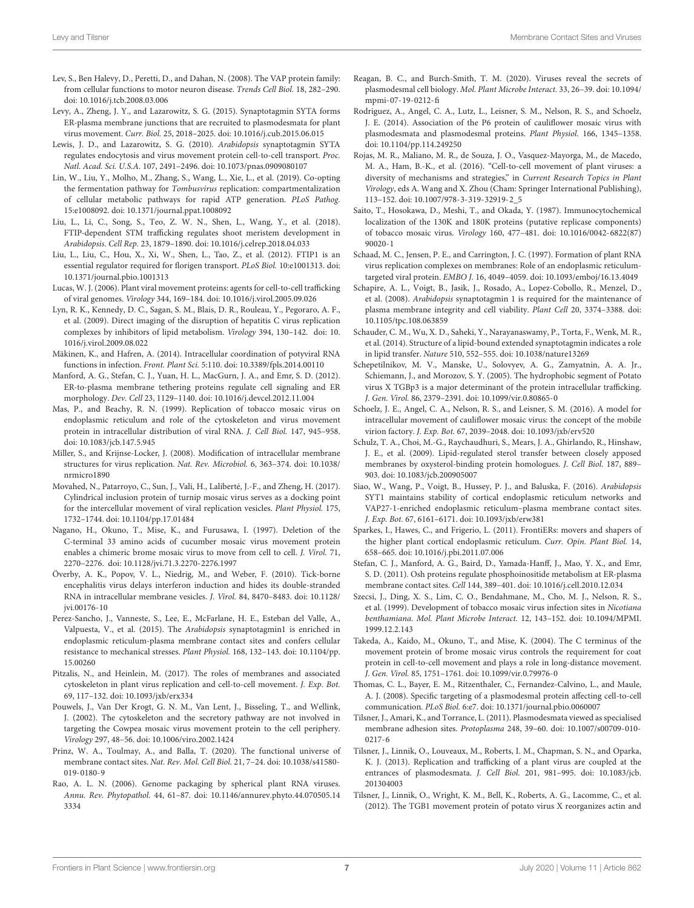Lev, S., Ben Halevy, D., Peretti, D., and Dahan, N. (2008). The VAP protein family: from cellular functions to motor neuron disease. *Trends Cell Biol.* 18, 282–290. doi: 10.1016/j.tcb.2008.03.006

Levy, A., Zheng, J. Y., and Lazarowitz, S. G. (2015). Synaptotagmin SYTA forms ER-plasma membrane junctions that are recruited to plasmodesmata for plant virus movement. *Curr. Biol.* 25, 2018–2025. doi: 10.1016/j.cub.2015.06.015

Lewis, J. D., and Lazarowitz, S. G. (2010). *Arabidopsis* synaptotagmin SYTA regulates endocytosis and virus movement protein cell-to-cell transport. *Proc. Natl. Acad. Sci. U.S.A.* 107, 2491–2496. doi: 10.1073/pnas.0909080107

Lin, W., Liu, Y., Molho, M., Zhang, S., Wang, L., Xie, L., et al. (2019). Co-opting the fermentation pathway for *Tombusvirus* replication: compartmentalization of cellular metabolic pathways for rapid ATP generation. *PLoS Pathog.* 15:e1008092. doi: 10.1371/journal.ppat.1008092

Liu, L., Li, C., Song, S., Teo, Z. W. N., Shen, L., Wang, Y., et al. (2018). FTIP-dependent STM trafficking regulates shoot meristem development in *Arabidopsis*. *Cell Rep.* 23, 1879–1890. doi: 10.1016/j.celrep.2018.04.033

Liu, L., Liu, C., Hou, X., Xi, W., Shen, L., Tao, Z., et al. (2012). FTIP1 is an essential regulator required for florigen transport. *PLoS Biol.* 10:e1001313. doi: 10.1371/journal.pbio.1001313

Lucas, W. J. (2006). Plant viral movement proteins: agents for cell-to-cell trafficking of viral genomes. *Virology* 344, 169–184. doi: 10.1016/j.virol.2005.09.026

Lyn, R. K., Kennedy, D. C., Sagan, S. M., Blais, D. R., Rouleau, Y., Pegoraro, A. F., et al. (2009). Direct imaging of the disruption of hepatitis C virus replication complexes by inhibitors of lipid metabolism. *Virology* 394, 130–142. doi: 10.1016/j.virol.2009.08.022

Mäkinen, K., and Hafren, A. (2014). Intracellular coordination of potyviral RNA functions in infection. *Front. Plant Sci.* 5:110. doi: 10.3389/fpls.2014.00110

Manford, A. G., Stefan, C. J., Yuan, H. L., MacGurn, J. A., and Emr, S. D. (2012). ER-to-plasma membrane tethering proteins regulate cell signaling and ER morphology. *Dev. Cell* 23, 1129–1140. doi: 10.1016/j.devcel.2012.11.004

Mas, P., and Beachy, R. N. (1999). Replication of tobacco mosaic virus on endoplasmic reticulum and role of the cytoskeleton and virus movement protein in intracellular distribution of viral RNA. *J. Cell Biol.* 147, 945–958. doi: 10.1083/jcb.147.5.945

Miller, S., and Krijnse-Locker, J. (2008). Modification of intracellular membrane structures for virus replication. *Nat. Rev. Microbiol.* 6, 363–374. doi: 10.1038/nrmicro1890

Movahed, N., Patarroyo, C., Sun, J., Vali, H., Laliberté, J.-F., and Zheng, H. (2017). Cylindrical inclusion protein of turnip mosaic virus serves as a docking point for the intercellular movement of viral replication vesicles. *Plant Physiol.* 175, 1732–1744. doi: 10.1104/pp.17.01484

Nagano, H., Okuno, T., Mise, K., and Furusawa, I. (1997). Deletion of the C-terminal 33 amino acids of cucumber mosaic virus movement protein enables a chimeric brome mosaic virus to move from cell to cell. *J. Virol.* 71, 2270–2276. doi: 10.1128/jvi.71.3.2270-2276.1997

Överby, A. K., Popov, V. L., Niedrig, M., and Weber, F. (2010). Tick-borne encephalitis virus delays interferon induction and hides its double-stranded RNA in intracellular membrane vesicles. *J. Virol.* 84, 8470–8483. doi: 10.1128/jvi.00176-10

Perez-Sancho, J., Vanneste, S., Lee, E., McFarlane, H. E., Esteban del Valle, A., Valpuesta, V., et al. (2015). The *Arabidopsis* synaptotagmin1 is enriched in endoplasmic reticulum-plasma membrane contact sites and confers cellular resistance to mechanical stresses. *Plant Physiol.* 168, 132–143. doi: 10.1104/pp.15.00260

Pitzalis, N., and Heinlein, M. (2017). The roles of membranes and associated cytoskeleton in plant virus replication and cell-to-cell movement. *J. Exp. Bot.* 69, 117–132. doi: 10.1093/jxb/erx334

Pouwels, J., Van Der Krogt, G. N. M., Van Lent, J., Bisseling, T., and Wellink, J. (2002). The cytoskeleton and the secretory pathway are not involved in targeting the Cowpea mosaic virus movement protein to the cell periphery. *Virology* 297, 48–56. doi: 10.1006/viro.2002.1424

Prinz, W. A., Toulmay, A., and Balla, T. (2020). The functional universe of membrane contact sites. *Nat. Rev. Mol. Cell Biol.* 21, 7–24. doi: 10.1038/s41580-019-0180-9

Rao, A. L. N. (2006). Genome packaging by spherical plant RNA viruses. *Annu. Rev. Phytopathol.* 44, 61–87. doi: 10.1146/annurev.phyto.44.070505.143334

Reagan, B. C., and Burch-Smith, T. M. (2020). Viruses reveal the secrets of plasmodesmal cell biology. *Mol. Plant Microbe Interact.* 33, 26–39. doi: 10.1094/mpmi-07-19-0212-fi

Rodriguez, A., Angel, C. A., Lutz, L., Leisner, S. M., Nelson, R. S., and Schoelz, J. E. (2014). Association of the P6 protein of cauliflower mosaic virus with plasmodesmata and plasmodesmal proteins. *Plant Physiol.* 166, 1345–1358. doi: 10.1104/pp.114.249250

Rojas, M. R., Maliano, M. R., de Souza, J. O., Vasquez-Mayorga, M., de Macedo, M. A., Ham, B.-K., et al. (2016). "Cell-to-cell movement of plant viruses: a diversity of mechanisms and strategies," in *Current Research Topics in Plant Virology*, eds A. Wang and X. Zhou (Cham: Springer International Publishing), 113–152. doi: 10.1007/978-3-319-32919-2_5

Saito, T., Hosokawa, D., Meshi, T., and Okada, Y. (1987). Immunocytochemical localization of the 130K and 180K proteins (putative replicase components) of tobacco mosaic virus. *Virology* 160, 477–481. doi: 10.1016/0042-6822(87)90020-1

Schaad, M. C., Jensen, P. E., and Carrington, J. C. (1997). Formation of plant RNA virus replication complexes on membranes: Role of an endoplasmic reticulum-targeted viral protein. *EMBO J.* 16, 4049–4059. doi: 10.1093/emboj/16.13.4049

Schapire, A. L., Voigt, B., Jasik, J., Rosado, A., Lopez-Cobollo, R., Menzel, D., et al. (2008). *Arabidopsis* synaptotagmin 1 is required for the maintenance of plasma membrane integrity and cell viability. *Plant Cell* 20, 3374–3388. doi: 10.1105/tpc.108.063859

Schauder, C. M., Wu, X. D., Saheki, Y., Narayanaswamy, P., Torta, F., Wenk, M. R., et al. (2014). Structure of a lipid-bound extended synaptotagmin indicates a role in lipid transfer. *Nature* 510, 552–555. doi: 10.1038/nature13269

Schepetilnikov, M. V., Manske, U., Solovyev, A. G., Zamyatnin, A. A. Jr., Schiemann, J., and Morozov, S. Y. (2005). The hydrophobic segment of Potato virus X TGBp3 is a major determinant of the protein intracellular trafficking. *J. Gen. Virol.* 86, 2379–2391. doi: 10.1099/vir.0.80865-0

Schoelz, J. E., Angel, C. A., Nelson, R. S., and Leisner, S. M. (2016). A model for intracellular movement of cauliflower mosaic virus: the concept of the mobile virion factory. *J. Exp. Bot.* 67, 2039–2048. doi: 10.1093/jxb/erv520

Schulz, T. A., Choi, M.-G., Raychaudhuri, S., Mears, J. A., Ghirlando, R., Hinshaw, J. E., et al. (2009). Lipid-regulated sterol transfer between closely apposed membranes by oxysterol-binding protein homologues. *J. Cell Biol.* 187, 889–903. doi: 10.1083/jcb.200905007

Siao, W., Wang, P., Voigt, B., Hussey, P. J., and Baluska, F. (2016). *Arabidopsis* SYT1 maintains stability of cortical endoplasmic reticulum networks and VAP27-1-enriched endoplasmic reticulum–plasma membrane contact sites. *J. Exp. Bot.* 67, 6161–6171. doi: 10.1093/jxb/erw381

Sparkes, I., Hawes, C., and Frigerio, L. (2011). FrontiERs: movers and shapers of the higher plant cortical endoplasmic reticulum. *Curr. Opin. Plant Biol.* 14, 658–665. doi: 10.1016/j.pbi.2011.07.006

Stefan, C. J., Manford, A. G., Baird, D., Yamada-Hanff, J., Mao, Y. X., and Emr, S. D. (2011). Osh proteins regulate phosphoinositide metabolism at ER-plasma membrane contact sites. *Cell* 144, 389–401. doi: 10.1016/j.cell.2010.12.034

Szecsi, J., Ding, X. S., Lim, C. O., Bendahmane, M., Cho, M. J., Nelson, R. S., et al. (1999). Development of tobacco mosaic virus infection sites in *Nicotiana benthamiana*. *Mol. Plant Microbe Interact.* 12, 143–152. doi: 10.1094/MPMI.1999.12.2.143

Takeda, A., Kaido, M., Okuno, T., and Mise, K. (2004). The C terminus of the movement protein of brome mosaic virus controls the requirement for coat protein in cell-to-cell movement and plays a role in long-distance movement. *J. Gen. Virol.* 85, 1751–1761. doi: 10.1099/vir.0.79976-0

Thomas, C. L., Bayer, E. M., Ritzenthaler, C., Fernandez-Calvino, L., and Maule, A. J. (2008). Specific targeting of a plasmodesmal protein affecting cell-to-cell communication. *PLoS Biol.* 6:e7. doi: 10.1371/journal.pbio.0060007

Tilsner, J., Amari, K., and Torrance, L. (2011). Plasmodesmata viewed as specialised membrane adhesion sites. *Protoplasma* 248, 39–60. doi: 10.1007/s00709-010-0217-6

Tilsner, J., Linnik, O., Louveaux, M., Roberts, I. M., Chapman, S. N., and Oparka, K. J. (2013). Replication and trafficking of a plant virus are coupled at the entrances of plasmodesmata. *J. Cell Biol.* 201, 981–995. doi: 10.1083/jcb.201304003

Tilsner, J., Linnik, O., Wright, K. M., Bell, K., Roberts, A. G., Lacomme, C., et al. (2012). The TGB1 movement protein of potato virus X reorganizes actin and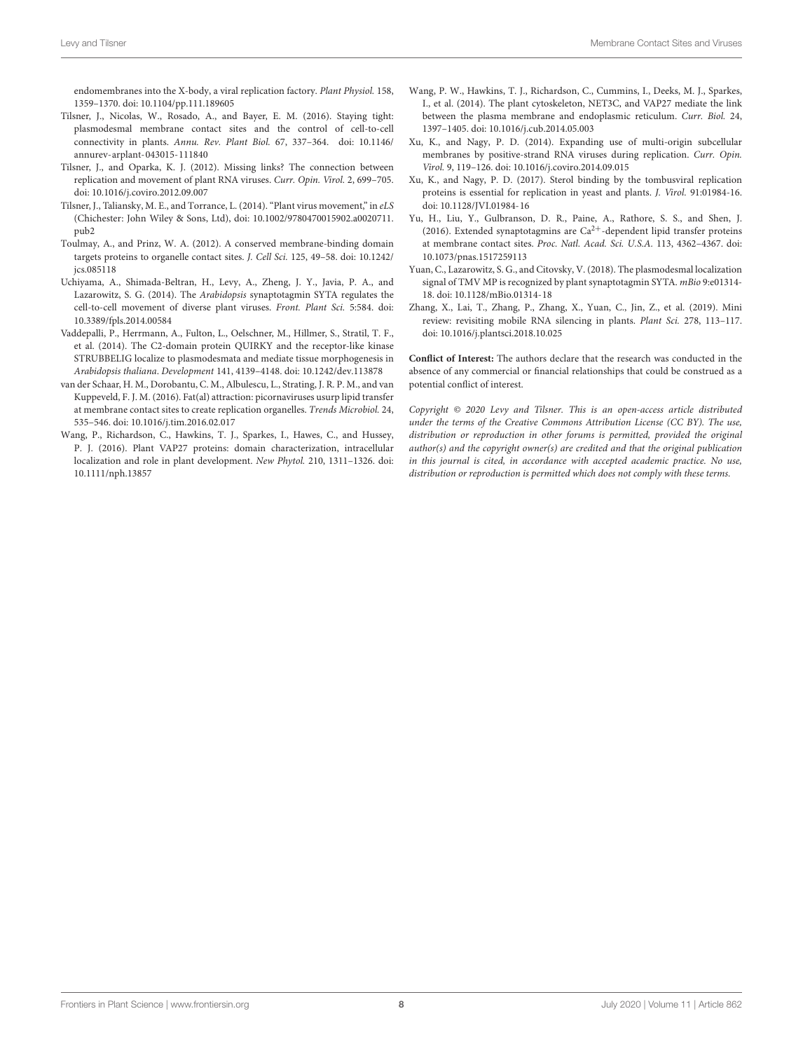endomembranes into the X-body, a viral replication factory. *Plant Physiol.* 158, 1359–1370. doi: 10.1104/pp.111.189605

Tilsner, J., Nicolas, W., Rosado, A., and Bayer, E. M. (2016). Staying tight: plasmodesmal membrane contact sites and the control of cell-to-cell connectivity in plants. *Annu. Rev. Plant Biol.* 67, 337–364. doi: 10.1146/annurev-arplant-043015-111840

Tilsner, J., and Oparka, K. J. (2012). Missing links? The connection between replication and movement of plant RNA viruses. *Curr. Opin. Virol.* 2, 699–705. doi: 10.1016/j.coviro.2012.09.007

Tilsner, J., Taliansky, M. E., and Torrance, L. (2014). "Plant virus movement," in *eLS* (Chichester: John Wiley & Sons, Ltd), doi: 10.1002/9780470015902.a0020711.pub2

Toulmay, A., and Prinz, W. A. (2012). A conserved membrane-binding domain targets proteins to organelle contact sites. *J. Cell Sci.* 125, 49–58. doi: 10.1242/jcs.085118

Uchiyama, A., Shimada-Beltran, H., Levy, A., Zheng, J. Y., Javia, P. A., and Lazarowitz, S. G. (2014). The *Arabidopsis* synaptotagmin SYTA regulates the cell-to-cell movement of diverse plant viruses. *Front. Plant Sci.* 5:584. doi: 10.3389/fpls.2014.00584

Vaddepalli, P., Herrmann, A., Fulton, L., Oelschner, M., Hillmer, S., Stratil, T. F., et al. (2014). The C2-domain protein QUIRKY and the receptor-like kinase STRUBBELIG localize to plasmodesmata and mediate tissue morphogenesis in *Arabidopsis thaliana*. *Development* 141, 4139–4148. doi: 10.1242/dev.113878

van der Schaar, H. M., Dorobantu, C. M., Albulescu, L., Strating, J. R. P. M., and van Kuppeveld, F. J. M. (2016). Fat(al) attraction: picornaviruses usurp lipid transfer at membrane contact sites to create replication organelles. *Trends Microbiol.* 24, 535–546. doi: 10.1016/j.tim.2016.02.017

Wang, P., Richardson, C., Hawkins, T. J., Sparkes, I., Hawes, C., and Hussey, P. J. (2016). Plant VAP27 proteins: domain characterization, intracellular localization and role in plant development. *New Phytol.* 210, 1311–1326. doi: 10.1111/nph.13857

Wang, P. W., Hawkins, T. J., Richardson, C., Cummins, I., Deeks, M. J., Sparkes, I., et al. (2014). The plant cytoskeleton, NET3C, and VAP27 mediate the link between the plasma membrane and endoplasmic reticulum. *Curr. Biol.* 24, 1397–1405. doi: 10.1016/j.cub.2014.05.003

Xu, K., and Nagy, P. D. (2014). Expanding use of multi-origin subcellular membranes by positive-strand RNA viruses during replication. *Curr. Opin. Virol.* 9, 119–126. doi: 10.1016/j.coviro.2014.09.015

Xu, K., and Nagy, P. D. (2017). Sterol binding by the tombusviral replication proteins is essential for replication in yeast and plants. *J. Virol.* 91:01984-16. doi: 10.1128/JVI.01984-16

Yu, H., Liu, Y., Gulbranson, D. R., Paine, A., Rathore, S. S., and Shen, J. (2016). Extended synaptotagmins are $Ca^{2+}$-dependent lipid transfer proteins at membrane contact sites. *Proc. Natl. Acad. Sci. U.S.A.* 113, 4362–4367. doi: 10.1073/pnas.1517259113

Yuan, C., Lazarowitz, S. G., and Citovsky, V. (2018). The plasmodesmal localization signal of TMV MP is recognized by plant synaptotagmin SYTA. *mBio* 9:e01314-18. doi: 10.1128/mBio.01314-18

Zhang, X., Lai, T., Zhang, P., Zhang, X., Yuan, C., Jin, Z., et al. (2019). Mini review: revisiting mobile RNA silencing in plants. *Plant Sci.* 278, 113–117. doi: 10.1016/j.plantsci.2018.10.025

**Conflict of Interest:** The authors declare that the research was conducted in the absence of any commercial or financial relationships that could be construed as a potential conflict of interest.

*Copyright © 2020 Levy and Tilsner. This is an open-access article distributed under the terms of the Creative Commons Attribution License (CC BY). The use, distribution or reproduction in other forums is permitted, provided the original author(s) and the copyright owner(s) are credited and that the original publication in this journal is cited, in accordance with accepted academic practice. No use, distribution or reproduction is permitted which does not comply with these terms.*